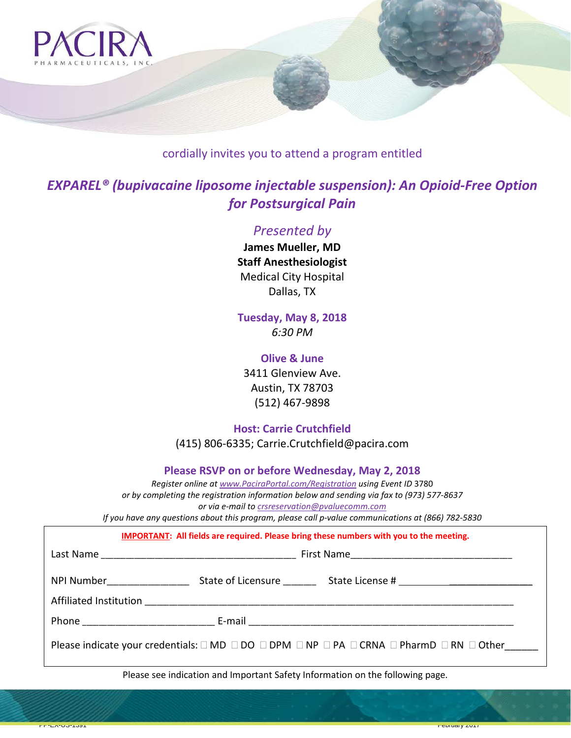PACIRA
PHARMACEUTICALS, INC.

cordially invites you to attend a program entitled

# *EXPAREL® (bupivacaine liposome injectable suspension): An Opioid-Free Option for Postsurgical Pain*

*Presented by*

**James Mueller, MD**
**Staff Anesthesiologist**
Medical City Hospital
Dallas, TX

**Tuesday, May 8, 2018**
*6:30 PM*

**Olive & June**
3411 Glenview Ave.
Austin, TX 78703
(512) 467-9898

**Host: Carrie Crutchfield**
(415) 806-6335; Carrie.Crutchfield@pacira.com

**Please RSVP on or before Wednesday, May 2, 2018**

*Register online at www.PaciraPortal.com/Registration using Event ID* 3780
*or by completing the registration information below and sending via fax to (973) 577-8637*
*or via e-mail to crsreservation@pvaluecomm.com*
*If you have any questions about this program, please call p-value communications at (866) 782-5830*

**IMPORTANT: All fields are required. Please bring these numbers with you to the meeting.**

Last Name ____________________________________ First Name______________________________

NPI Number_______________ State of Licensure ______ State License # _________________________

Affiliated Institution _____________________________________________________________________

Phone ________________________ E-mail __________________________________________________

Please indicate your credentials: ☐ MD ☐ DO ☐ DPM ☐ NP ☐ PA ☐ CRNA ☐ PharmD ☐ RN ☐ Other______

Please see indication and Important Safety Information on the following page.

PP-EX-US-1391 February 2017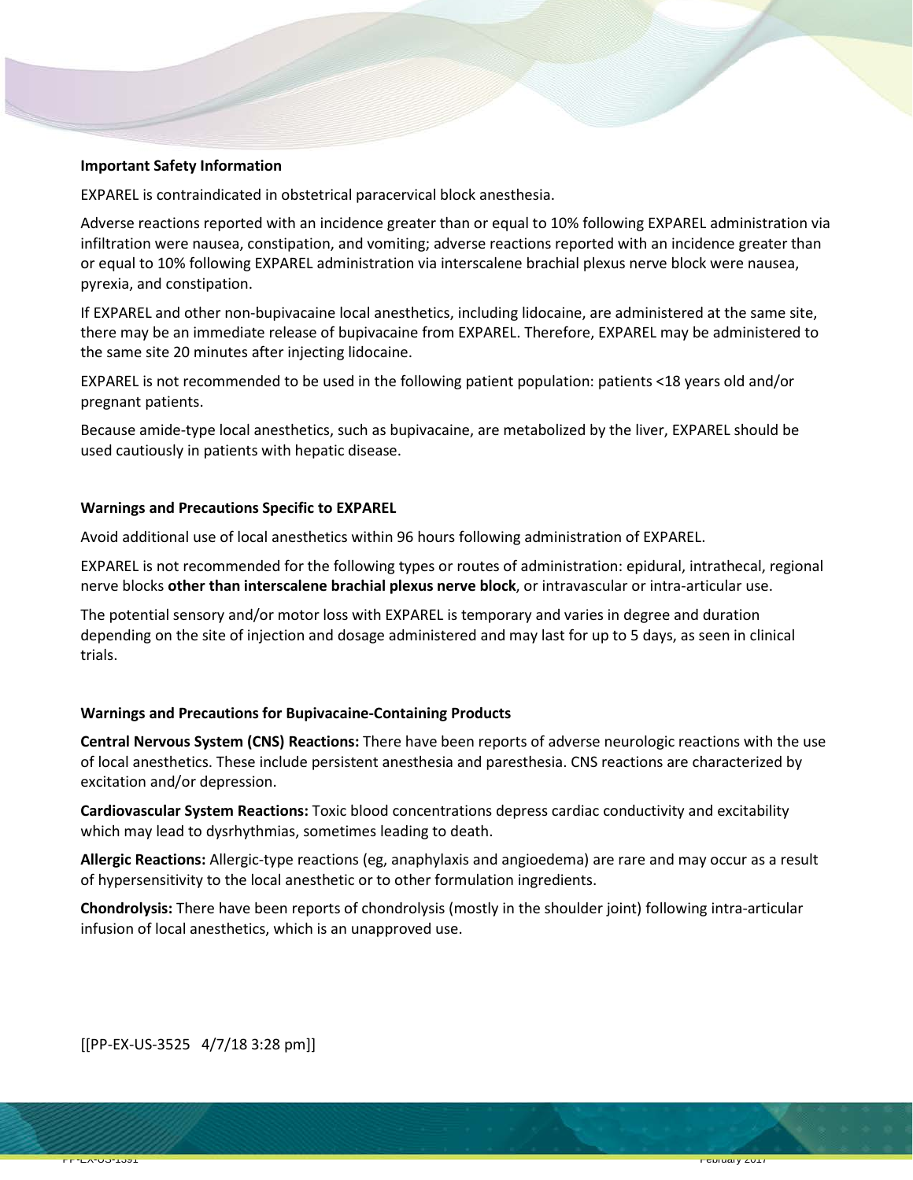**Important Safety Information**

EXPAREL is contraindicated in obstetrical paracervical block anesthesia.

Adverse reactions reported with an incidence greater than or equal to 10% following EXPAREL administration via infiltration were nausea, constipation, and vomiting; adverse reactions reported with an incidence greater than or equal to 10% following EXPAREL administration via interscalene brachial plexus nerve block were nausea, pyrexia, and constipation.

If EXPAREL and other non-bupivacaine local anesthetics, including lidocaine, are administered at the same site, there may be an immediate release of bupivacaine from EXPAREL. Therefore, EXPAREL may be administered to the same site 20 minutes after injecting lidocaine.

EXPAREL is not recommended to be used in the following patient population: patients <18 years old and/or pregnant patients.

Because amide-type local anesthetics, such as bupivacaine, are metabolized by the liver, EXPAREL should be used cautiously in patients with hepatic disease.

**Warnings and Precautions Specific to EXPAREL**

Avoid additional use of local anesthetics within 96 hours following administration of EXPAREL.

EXPAREL is not recommended for the following types or routes of administration: epidural, intrathecal, regional nerve blocks **other than interscalene brachial plexus nerve block**, or intravascular or intra-articular use.

The potential sensory and/or motor loss with EXPAREL is temporary and varies in degree and duration depending on the site of injection and dosage administered and may last for up to 5 days, as seen in clinical trials.

**Warnings and Precautions for Bupivacaine-Containing Products**

**Central Nervous System (CNS) Reactions:** There have been reports of adverse neurologic reactions with the use of local anesthetics. These include persistent anesthesia and paresthesia. CNS reactions are characterized by excitation and/or depression.

**Cardiovascular System Reactions:** Toxic blood concentrations depress cardiac conductivity and excitability which may lead to dysrhythmias, sometimes leading to death.

**Allergic Reactions:** Allergic-type reactions (eg, anaphylaxis and angioedema) are rare and may occur as a result of hypersensitivity to the local anesthetic or to other formulation ingredients.

**Chondrolysis:** There have been reports of chondrolysis (mostly in the shoulder joint) following intra-articular infusion of local anesthetics, which is an unapproved use.

[[PP-EX-US-3525 4/7/18 3:28 pm]]